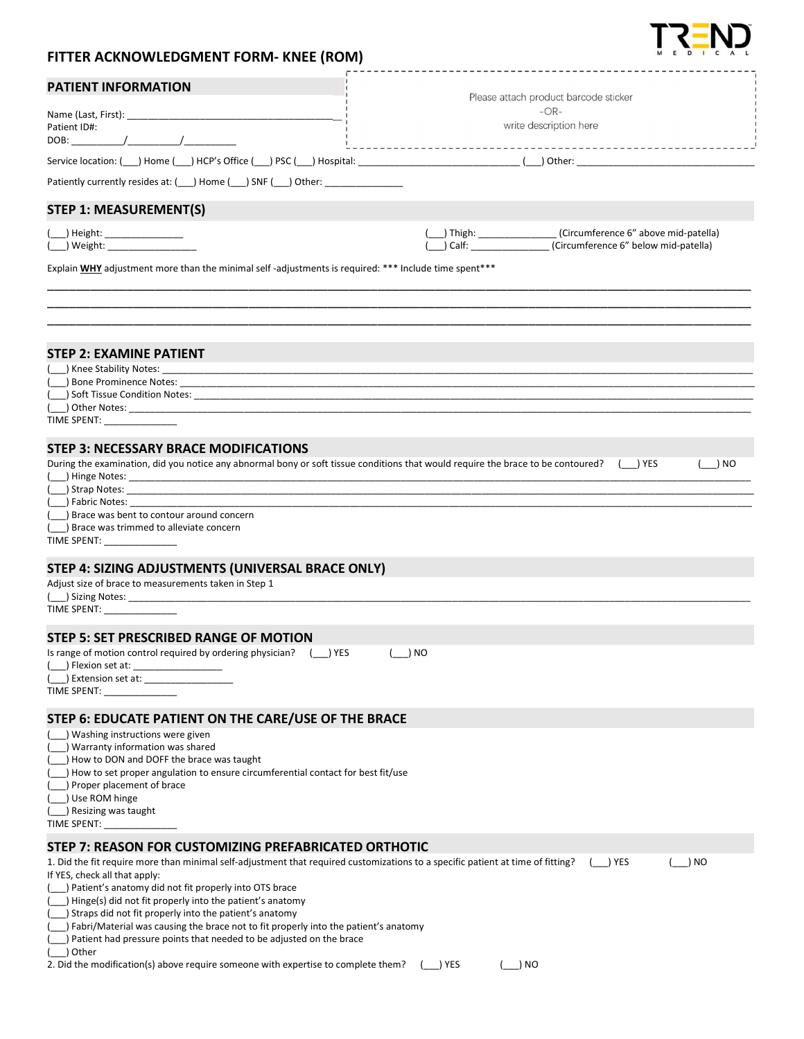# FITTER ACKNOWLEDGMENT FORM- KNEE (ROM)

TREND MEDICAL

## PATIENT INFORMATION

Name (Last, First): ________________________________________

Patient ID#:

DOB: __________/__________/__________

Please attach product barcode sticker
-OR-
write description here

Service location: (___) Home (___) HCP's Office (___) PSC (___) Hospital: ____________________________ (___) Other: ________________________________

Patiently currently resides at: (___) Home (___) SNF (___) Other: _______________

## STEP 1: MEASUREMENT(S)

(___) Height: _______________

(___) Weight: _________________

(___) Thigh: _______________ (Circumference 6" above mid-patella)

(___) Calf: _______________ (Circumference 6" below mid-patella)

Explain **WHY** adjustment more than the minimal self -adjustments is required: *** Include time spent***

________________________________________________________________________________

________________________________________________________________________________

________________________________________________________________________________

## STEP 2: EXAMINE PATIENT

(___) Knee Stability Notes: ________________________________________

(___) Bone Prominence Notes: ________________________________________

(___) Soft Tissue Condition Notes: ________________________________________

(___) Other Notes: ________________________________________

TIME SPENT: ______________

## STEP 3: NECESSARY BRACE MODIFICATIONS

During the examination, did you notice any abnormal bony or soft tissue conditions that would require the brace to be contoured? (___) YES (___) NO

(___) Hinge Notes: ________________________________________

(___) Strap Notes: ________________________________________

(___) Fabric Notes: ________________________________________

(___) Brace was bent to contour around concern

(___) Brace was trimmed to alleviate concern

TIME SPENT: ______________

## STEP 4: SIZING ADJUSTMENTS (UNIVERSAL BRACE ONLY)

Adjust size of brace to measurements taken in Step 1

(___) Sizing Notes: ________________________________________

TIME SPENT: ______________

## STEP 5: SET PRESCRIBED RANGE OF MOTION

Is range of motion control required by ordering physician? (___) YES (___) NO

(___) Flexion set at: _________________

(___) Extension set at: _________________

TIME SPENT: ______________

## STEP 6: EDUCATE PATIENT ON THE CARE/USE OF THE BRACE

(___) Washing instructions were given

(___) Warranty information was shared

(___) How to DON and DOFF the brace was taught

(___) How to set proper angulation to ensure circumferential contact for best fit/use

(___) Proper placement of brace

(___) Use ROM hinge

(___) Resizing was taught

TIME SPENT: ______________

## STEP 7: REASON FOR CUSTOMIZING PREFABRICATED ORTHOTIC

1. Did the fit require more than minimal self-adjustment that required customizations to a specific patient at time of fitting? (___) YES (___) NO

If YES, check all that apply:

(___) Patient's anatomy did not fit properly into OTS brace

(___) Hinge(s) did not fit properly into the patient's anatomy

(___) Straps did not fit properly into the patient's anatomy

(___) Fabri/Material was causing the brace not to fit properly into the patient's anatomy

(___) Patient had pressure points that needed to be adjusted on the brace

(___) Other

2. Did the modification(s) above require someone with expertise to complete them? (___) YES (___) NO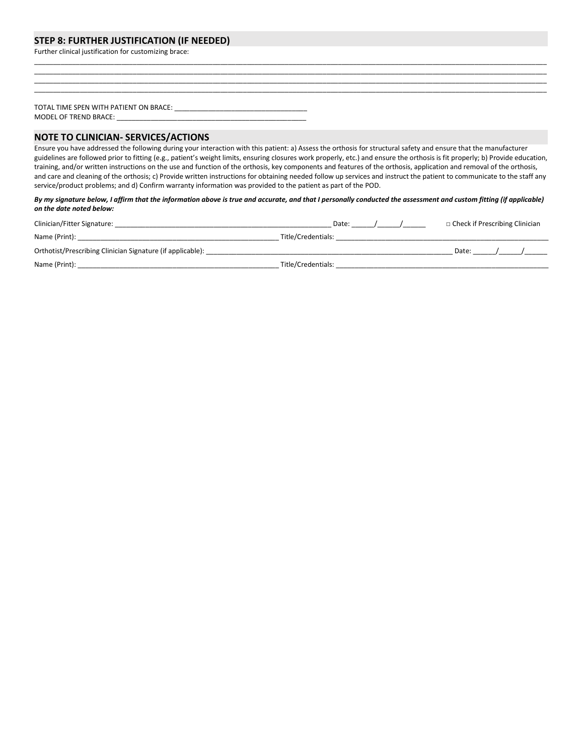## STEP 8: FURTHER JUSTIFICATION (IF NEEDED)

Further clinical justification for customizing brace:

________________________________________________________________________________________________________________
________________________________________________________________________________________________________________
________________________________________________________________________________________________________________
________________________________________________________________________________________________________________

TOTAL TIME SPEN WITH PATIENT ON BRACE: ___________________________________

MODEL OF TREND BRACE: __________________________________________________

## NOTE TO CLINICIAN- SERVICES/ACTIONS

Ensure you have addressed the following during your interaction with this patient: a) Assess the orthosis for structural safety and ensure that the manufacturer guidelines are followed prior to fitting (e.g., patient's weight limits, ensuring closures work properly, etc.) and ensure the orthosis is fit properly; b) Provide education, training, and/or written instructions on the use and function of the orthosis, key components and features of the orthosis, application and removal of the orthosis, and care and cleaning of the orthosis; c) Provide written instructions for obtaining needed follow up services and instruct the patient to communicate to the staff any service/product problems; and d) Confirm warranty information was provided to the patient as part of the POD.

***By my signature below, I affirm that the information above is true and accurate, and that I personally conducted the assessment and custom fitting (if applicable) on the date noted below:***

Clinician/Fitter Signature: __________________________________________________________ Date: ______/______/______ □ Check if Prescribing Clinician

Name (Print): _____________________________________________________ Title/Credentials: _________________________________________________________

Orthotist/Prescribing Clinician Signature (if applicable): ___________________________________________________________________ Date: ______/______/______

Name (Print): _____________________________________________________ Title/Credentials: _________________________________________________________